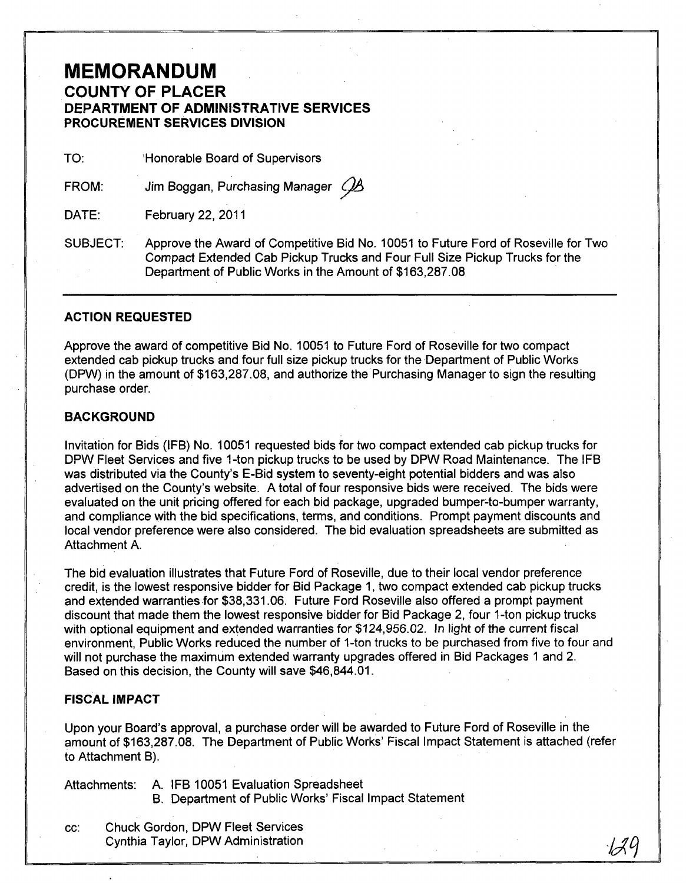# MEMORANDUM
## COUNTY OF PLACER
### DEPARTMENT OF ADMINISTRATIVE SERVICES
### PROCUREMENT SERVICES DIVISION

TO: Honorable Board of Supervisors

FROM: Jim Boggan, Purchasing Manager

DATE: February 22, 2011

SUBJECT: Approve the Award of Competitive Bid No. 10051 to Future Ford of Roseville for Two Compact Extended Cab Pickup Trucks and Four Full Size Pickup Trucks for the Department of Public Works in the Amount of $163,287.08

---

### ACTION REQUESTED

Approve the award of competitive Bid No. 10051 to Future Ford of Roseville for two compact extended cab pickup trucks and four full size pickup trucks for the Department of Public Works (DPW) in the amount of $163,287.08, and authorize the Purchasing Manager to sign the resulting purchase order.

### BACKGROUND

Invitation for Bids (IFB) No. 10051 requested bids for two compact extended cab pickup trucks for DPW Fleet Services and five 1-ton pickup trucks to be used by DPW Road Maintenance. The IFB was distributed via the County's E-Bid system to seventy-eight potential bidders and was also advertised on the County's website. A total of four responsive bids were received. The bids were evaluated on the unit pricing offered for each bid package, upgraded bumper-to-bumper warranty, and compliance with the bid specifications, terms, and conditions. Prompt payment discounts and local vendor preference were also considered. The bid evaluation spreadsheets are submitted as Attachment A.

The bid evaluation illustrates that Future Ford of Roseville, due to their local vendor preference credit, is the lowest responsive bidder for Bid Package 1, two compact extended cab pickup trucks and extended warranties for $38,331.06. Future Ford Roseville also offered a prompt payment discount that made them the lowest responsive bidder for Bid Package 2, four 1-ton pickup trucks with optional equipment and extended warranties for $124,956.02. In light of the current fiscal environment, Public Works reduced the number of 1-ton trucks to be purchased from five to four and will not purchase the maximum extended warranty upgrades offered in Bid Packages 1 and 2. Based on this decision, the County will save $46,844.01.

### FISCAL IMPACT

Upon your Board's approval, a purchase order will be awarded to Future Ford of Roseville in the amount of $163,287.08. The Department of Public Works' Fiscal Impact Statement is attached (refer to Attachment B).

Attachments: A. IFB 10051 Evaluation Spreadsheet
B. Department of Public Works' Fiscal Impact Statement

cc: Chuck Gordon, DPW Fleet Services
Cynthia Taylor, DPW Administration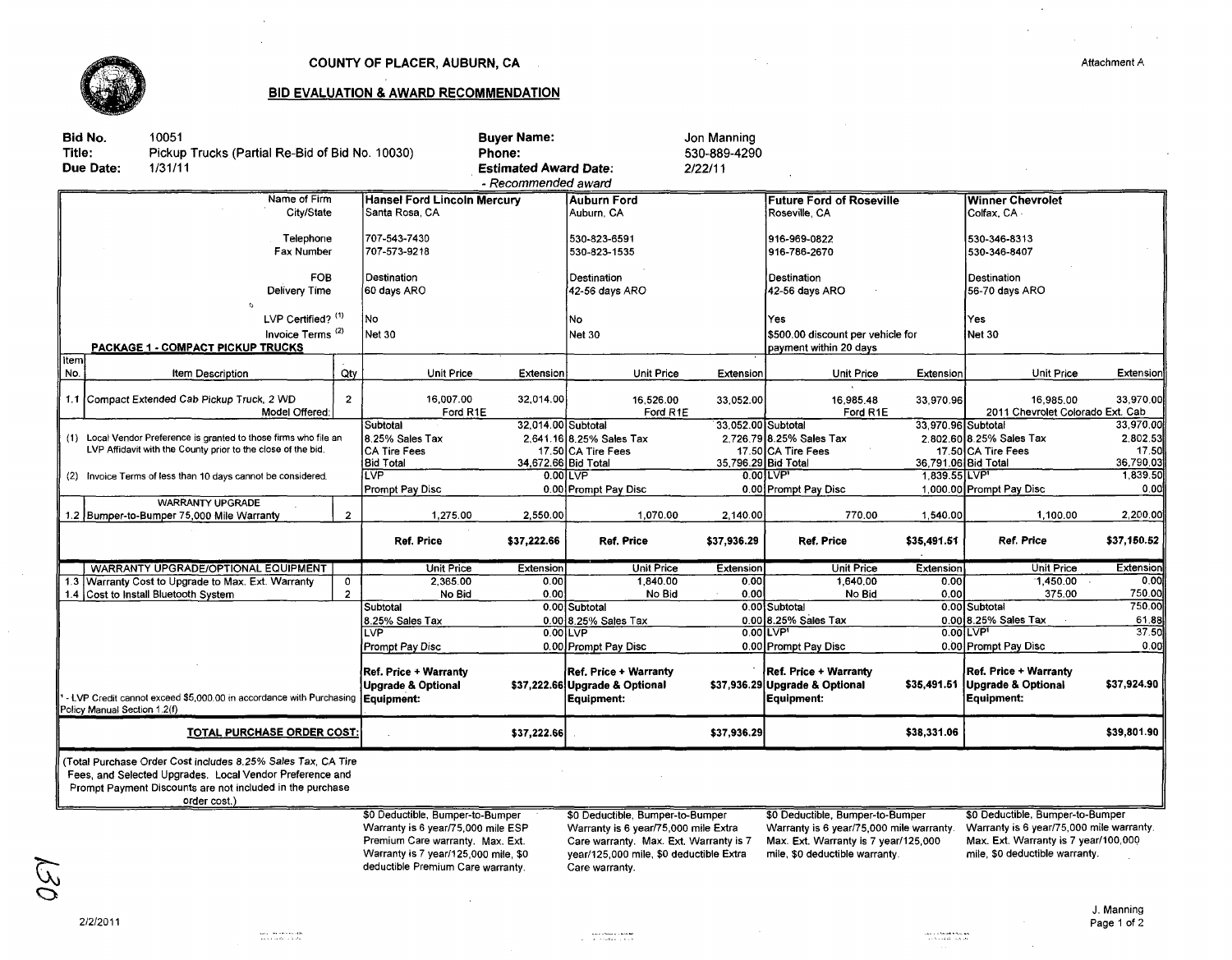COUNTY OF PLACER, AUBURN, CA

Attachment A

## BID EVALUATION & AWARD RECOMMENDATION

**Bid No.** 10051
**Title:** Pickup Trucks (Partial Re-Bid of Bid No. 10030)
**Due Date:** 1/31/11

**Buyer Name:** Jon Manning
**Phone:** 530-889-4290
**Estimated Award Date:** 2/22/11

- Recommended award

| | | | Hansel Ford Lincoln Mercury | | Auburn Ford | | Future Ford of Roseville | | Winner Chevrolet | |
|---|---|---|---|---|---|---|---|---|---|---|
| | Name of Firm | | Hansel Ford Lincoln Mercury | | Auburn Ford | | Future Ford of Roseville | | Winner Chevrolet | |
| | City/State | | Santa Rosa, CA | | Auburn, CA | | Roseville, CA | | Colfax, CA | |
| | Telephone | | 707-543-7430 | | 530-823-6591 | | 916-969-0822 | | 530-346-8313 | |
| | Fax Number | | 707-573-9218 | | 530-823-1535 | | 916-786-2670 | | 530-346-8407 | |
| | FOB | | Destination | | Destination | | Destination | | Destination | |
| | Delivery Time | | 60 days ARO | | 42-56 days ARO | | 42-56 days ARO | | 56-70 days ARO | |
| | LVP Certified? (1) | | No | | No | | Yes | | Yes | |
| | Invoice Terms (2) | | Net 30 | | Net 30 | | $500.00 discount per vehicle for payment within 20 days | | Net 30 | |
| | **PACKAGE 1 - COMPACT PICKUP TRUCKS** | | | | | | | | | |
| Item No. | Item Description | Qty | Unit Price | Extension | Unit Price | Extension | Unit Price | Extension | Unit Price | Extension |
| 1.1 | Compact Extended Cab Pickup Truck, 2 WD | 2 | 16,007.00 | 32,014.00 | 16,526.00 | 33,052.00 | 16,985.48 | 33,970.96 | 16,985.00 | 33,970.00 |
| | Model Offered: | | Ford R1E | | Ford R1E | | Ford R1E | | 2011 Chevrolet Colorado Ext. Cab | |
| | (1) Local Vendor Preference is granted to those firms who file an LVP Affidavit with the County prior to the close of the bid. | | Subtotal | 32,014.00 | Subtotal | 33,052.00 | Subtotal | 33,970.96 | Subtotal | 33,970.00 |
| | | | 8.25% Sales Tax | 2,641.16 | 8.25% Sales Tax | 2,726.79 | 8.25% Sales Tax | 2,802.60 | 8.25% Sales Tax | 2,802.53 |
| | | | CA Tire Fees | 17.50 | CA Tire Fees | 17.50 | CA Tire Fees | 17.50 | CA Tire Fees | 17.50 |
| | | | Bid Total | 34,672.66 | Bid Total | 35,796.29 | Bid Total | 36,791.06 | Bid Total | 36,790.03 |
| | (2) Invoice Terms of less than 10 days cannot be considered. | | LVP | 0.00 | LVP | 0.00 | LVP[1] | 1,839.55 | LVP[1] | 1,839.50 |
| | | | Prompt Pay Disc | 0.00 | Prompt Pay Disc | 0.00 | Prompt Pay Disc | 1,000.00 | Prompt Pay Disc | 0.00 |
| | WARRANTY UPGRADE | | | | | | | | | |
| 1.2 | Bumper-to-Bumper 75,000 Mile Warranty | 2 | 1,275.00 | 2,550.00 | 1,070.00 | 2,140.00 | 770.00 | 1,540.00 | 1,100.00 | 2,200.00 |
| | | | **Ref. Price** | **$37,222.66** | **Ref. Price** | **$37,936.29** | **Ref. Price** | **$35,491.51** | **Ref. Price** | **$37,160.52** |
| | WARRANTY UPGRADE/OPTIONAL EQUIPMENT | | Unit Price | Extension | Unit Price | Extension | Unit Price | Extension | Unit Price | Extension |
| 1.3 | Warranty Cost to Upgrade to Max. Ext. Warranty | 0 | 2,365.00 | 0.00 | 1,840.00 | 0.00 | 1,640.00 | 0.00 | 1,450.00 | 0.00 |
| 1.4 | Cost to Install Bluetooth System | 2 | No Bid | 0.00 | No Bid | 0.00 | No Bid | 0.00 | 375.00 | 750.00 |
| | | | Subtotal | 0.00 | Subtotal | 0.00 | Subtotal | 0.00 | Subtotal | 750.00 |
| | | | 8.25% Sales Tax | 0.00 | 8.25% Sales Tax | 0.00 | 8.25% Sales Tax | 0.00 | 8.25% Sales Tax | 61.88 |
| | | | LVP | 0.00 | LVP | 0.00 | LVP[1] | 0.00 | LVP[1] | 37.50 |
| | | | Prompt Pay Disc | 0.00 | Prompt Pay Disc | 0.00 | Prompt Pay Disc | 0.00 | Prompt Pay Disc | 0.00 |
| | [1] - LVP Credit cannot exceed $5,000.00 in accordance with Purchasing Policy Manual Section 1.2(f) | | **Ref. Price + Warranty Upgrade & Optional Equipment:** | **$37,222.66** | **Ref. Price + Warranty Upgrade & Optional Equipment:** | **$37,936.29** | **Ref. Price + Warranty Upgrade & Optional Equipment:** | **$35,491.51** | **Ref. Price + Warranty Upgrade & Optional Equipment:** | **$37,924.90** |
| | **TOTAL PURCHASE ORDER COST:** | | | **$37,222.66** | | **$37,936.29** | | **$38,331.06** | | **$39,801.90** |

(Total Purchase Order Cost includes 8.25% Sales Tax, CA Tire Fees, and Selected Upgrades. Local Vendor Preference and Prompt Payment Discounts are not included in the purchase order cost.)

| Hansel Ford Lincoln Mercury | Auburn Ford | Future Ford of Roseville | Winner Chevrolet |
|---|---|---|---|
| $0 Deductible, Bumper-to-Bumper Warranty is 6 year/75,000 mile ESP Premium Care warranty. Max. Ext. Warranty is 7 year/125,000 mile, $0 deductible Premium Care warranty. | $0 Deductible, Bumper-to-Bumper Warranty is 6 year/75,000 mile Extra Care warranty. Max. Ext. Warranty is 7 year/125,000 mile, $0 deductible Extra Care warranty. | $0 Deductible, Bumper-to-Bumper Warranty is 6 year/75,000 mile warranty. Max. Ext. Warranty is 7 year/125,000 mile, $0 deductible warranty. | $0 Deductible, Bumper-to-Bumper Warranty is 6 year/75,000 mile warranty. Max. Ext. Warranty is 7 year/100,000 mile, $0 deductible warranty. |

130

2/2/2011

J. Manning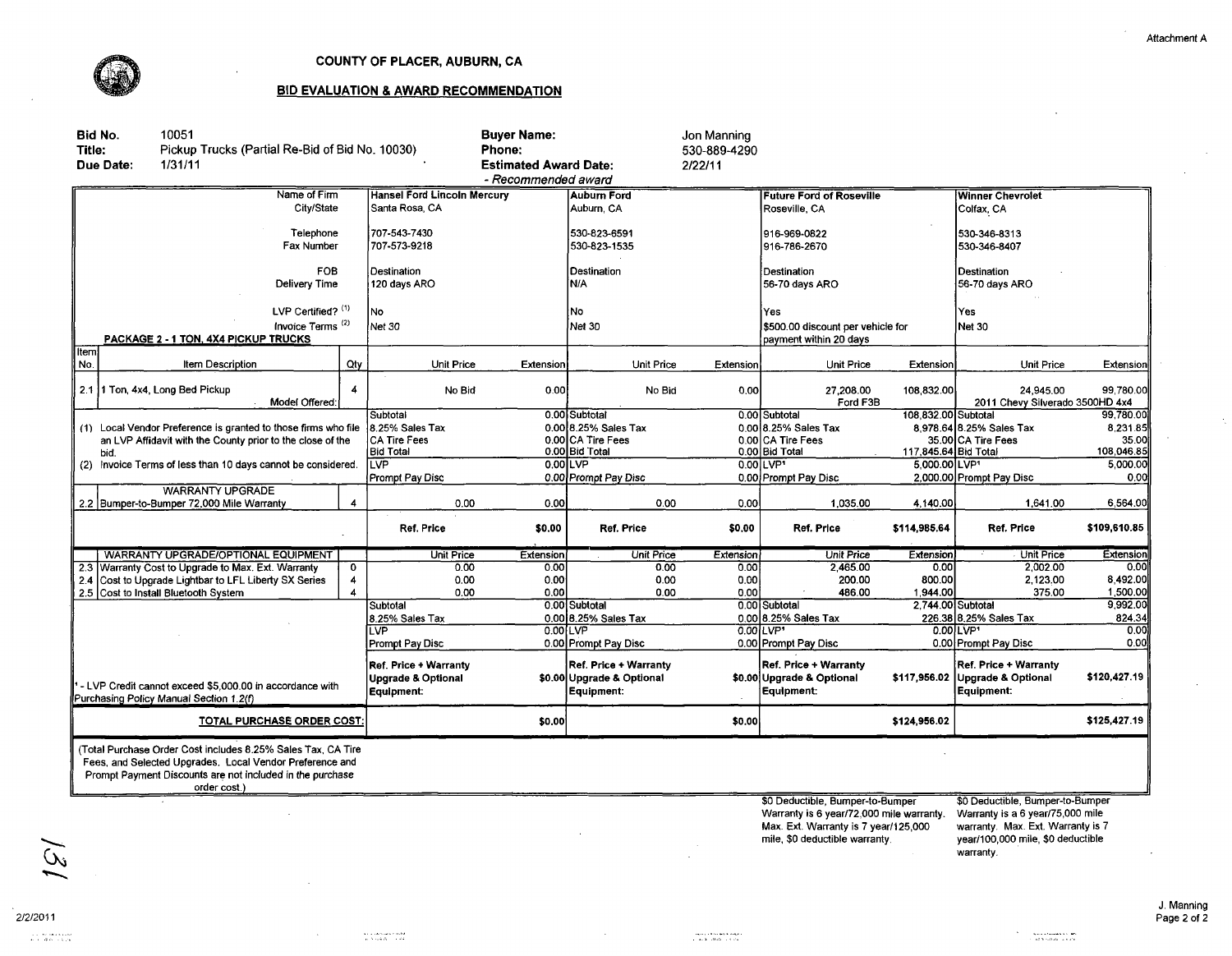Attachment A

# COUNTY OF PLACER, AUBURN, CA

## BID EVALUATION & AWARD RECOMMENDATION

**Bid No.** 10051
**Title:** Pickup Trucks (Partial Re-Bid of Bid No. 10030)
**Due Date:** 1/31/11

**Buyer Name:** Jon Manning
**Phone:** 530-889-4290
**Estimated Award Date:** 2/22/11

- Recommended award

| Item No. | Item Description | Qty | Hansel Ford Lincoln Mercury Unit Price | Extension | Auburn Ford Unit Price | Extension | Future Ford of Roseville Unit Price | Extension | Winner Chevrolet Unit Price | Extension |
|---|---|---|---|---|---|---|---|---|---|---|
| | Name of Firm | | Hansel Ford Lincoln Mercury | | Auburn Ford | | Future Ford of Roseville | | Winner Chevrolet | |
| | City/State | | Santa Rosa, CA | | Auburn, CA | | Roseville, CA | | Colfax, CA | |
| | Telephone | | 707-543-7430 | | 530-823-6591 | | 916-969-0822 | | 530-346-8313 | |
| | Fax Number | | 707-573-9218 | | 530-823-1535 | | 916-786-2670 | | 530-346-8407 | |
| | FOB | | Destination | | Destination | | Destination | | Destination | |
| | Delivery Time | | 120 days ARO | | N/A | | 56-70 days ARO | | 56-70 days ARO | |
| | LVP Certified? (1) | | No | | No | | Yes | | Yes | |
| | Invoice Terms (2) | | Net 30 | | Net 30 | | $500.00 discount per vehicle for payment within 20 days | | Net 30 | |
| | **PACKAGE 2 - 1 TON, 4X4 PICKUP TRUCKS** | | | | | | | | | |
| 2.1 | 1 Ton, 4x4, Long Bed Pickup | 4 | No Bid | 0.00 | No Bid | 0.00 | 27,208.00 | 108,832.00 | 24,945.00 | 99,780.00 |
| | Model Offered: | | | | | | Ford F3B | | 2011 Chevy Silverado 3500HD 4x4 | |
| | (1) Local Vendor Preference is granted to those firms who file an LVP Affidavit with the County prior to the close of the bid. | | Subtotal | 0.00 | Subtotal | 0.00 | Subtotal | 108,832.00 | Subtotal | 99,780.00 |
| | (2) Invoice Terms of less than 10 days cannot be considered. | | 8.25% Sales Tax | 0.00 | 8.25% Sales Tax | 0.00 | 8.25% Sales Tax | 8,978.64 | 8.25% Sales Tax | 8,231.85 |
| | | | CA Tire Fees | 0.00 | CA Tire Fees | 0.00 | CA Tire Fees | 35.00 | CA Tire Fees | 35.00 |
| | | | Bid Total | 0.00 | Bid Total | 0.00 | Bid Total | 117,845.64 | Bid Total | 108,046.85 |
| | | | LVP | 0.00 | LVP | 0.00 | LVP[1] | 5,000.00 | LVP[1] | 5,000.00 |
| | | | Prompt Pay Disc | 0.00 | Prompt Pay Disc | 0.00 | Prompt Pay Disc | 2,000.00 | Prompt Pay Disc | 0.00 |
| | **WARRANTY UPGRADE** | | | | | | | | | |
| 2.2 | Bumper-to-Bumper 72,000 Mile Warranty | 4 | 0.00 | 0.00 | 0.00 | 0.00 | 1,035.00 | 4,140.00 | 1,641.00 | 6,564.00 |
| | | | **Ref. Price** | **$0.00** | **Ref. Price** | **$0.00** | **Ref. Price** | **$114,985.64** | **Ref. Price** | **$109,610.85** |
| | **WARRANTY UPGRADE/OPTIONAL EQUIPMENT** | | Unit Price | Extension | Unit Price | Extension | Unit Price | Extension | Unit Price | Extension |
| 2.3 | Warranty Cost to Upgrade to Max. Ext. Warranty | 0 | 0.00 | 0.00 | 0.00 | 0.00 | 2,465.00 | 0.00 | 2,002.00 | 0.00 |
| 2.4 | Cost to Upgrade Lightbar to LFL Liberty SX Series | 4 | 0.00 | 0.00 | 0.00 | 0.00 | 200.00 | 800.00 | 2,123.00 | 8,492.00 |
| 2.5 | Cost to Install Bluetooth System | 4 | 0.00 | 0.00 | 0.00 | 0.00 | 486.00 | 1,944.00 | 375.00 | 1,500.00 |
| | | | Subtotal | 0.00 | Subtotal | 0.00 | Subtotal | 2,744.00 | Subtotal | 9,992.00 |
| | | | 8.25% Sales Tax | 0.00 | 8.25% Sales Tax | 0.00 | 8.25% Sales Tax | 226.38 | 8.25% Sales Tax | 824.34 |
| | | | LVP | 0.00 | LVP | 0.00 | LVP[1] | 0.00 | LVP[1] | 0.00 |
| | | | Prompt Pay Disc | 0.00 | Prompt Pay Disc | 0.00 | Prompt Pay Disc | 0.00 | Prompt Pay Disc | 0.00 |
| | [1] - LVP Credit cannot exceed $5,000.00 in accordance with Purchasing Policy Manual Section 1.2(f) | | Ref. Price + Warranty Upgrade & Optional Equipment: | $0.00 | Ref. Price + Warranty Upgrade & Optional Equipment: | $0.00 | Ref. Price + Warranty Upgrade & Optional Equipment: | $117,956.02 | Ref. Price + Warranty Upgrade & Optional Equipment: | $120,427.19 |
| | **TOTAL PURCHASE ORDER COST:** | | | $0.00 | | $0.00 | | $124,956.02 | | $125,427.19 |

(Total Purchase Order Cost includes 8.25% Sales Tax, CA Tire Fees, and Selected Upgrades. Local Vendor Preference and Prompt Payment Discounts are not included in the purchase order cost.)

Future Ford of Roseville: $0 Deductible, Bumper-to-Bumper Warranty is 6 year/72,000 mile warranty. Max. Ext. Warranty is 7 year/125,000 mile, $0 deductible warranty.

Winner Chevrolet: $0 Deductible, Bumper-to-Bumper Warranty is a 6 year/75,000 mile warranty. Max. Ext. Warranty is 7 year/100,000 mile, $0 deductible warranty.

131

2/2/2011

J. Manning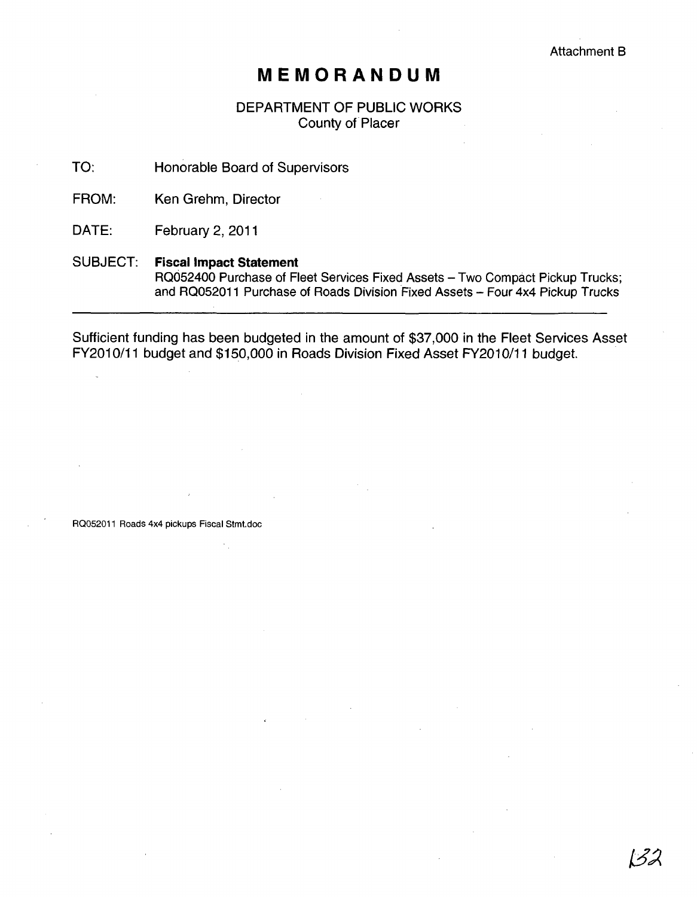Attachment B

# MEMORANDUM

## DEPARTMENT OF PUBLIC WORKS
County of Placer

TO: Honorable Board of Supervisors

FROM: Ken Grehm, Director

DATE: February 2, 2011

SUBJECT: **Fiscal Impact Statement**
RQ052400 Purchase of Fleet Services Fixed Assets – Two Compact Pickup Trucks; and RQ052011 Purchase of Roads Division Fixed Assets – Four 4x4 Pickup Trucks

---

Sufficient funding has been budgeted in the amount of $37,000 in the Fleet Services Asset FY2010/11 budget and $150,000 in Roads Division Fixed Asset FY2010/11 budget.

RQ052011 Roads 4x4 pickups Fiscal Stmt.doc